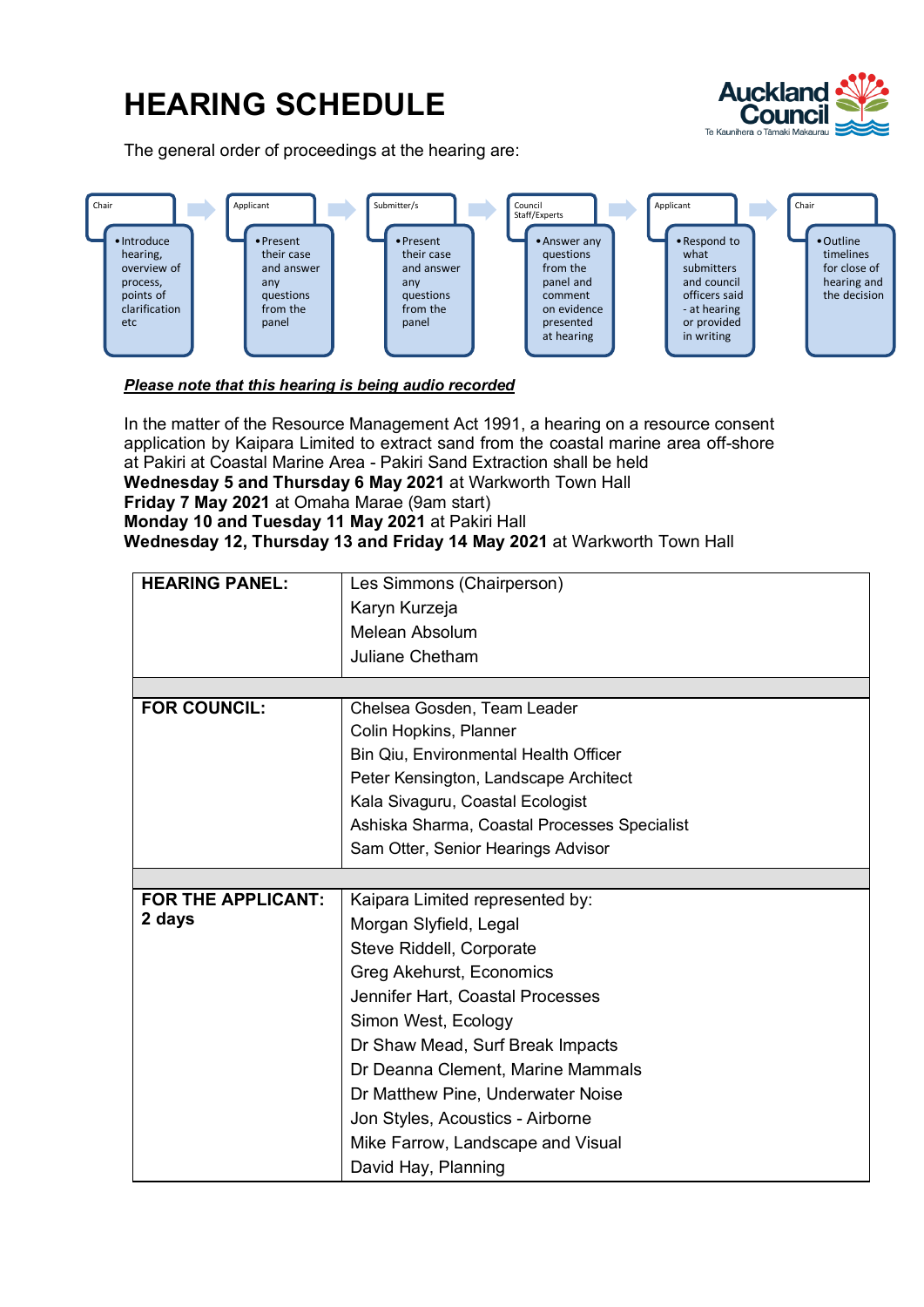# HEARING SCHEDULE

The general order of proceedings at the hearing are:

- **Chair**
  - Introduce hearing, overview of process, points of clarification etc
- **Applicant**
  - Present their case and answer any questions from the panel
- **Submitter/s**
  - Present their case and answer any questions from the panel
- **Council Staff/Experts**
  - Answer any questions from the panel and comment on evidence presented at hearing
- **Applicant**
  - Respond to what submitters and council officers said - at hearing or provided in writing
- **Chair**
  - Outline timelines for close of hearing and the decision

***<u>Please note that this hearing is being audio recorded</u>***

In the matter of the Resource Management Act 1991, a hearing on a resource consent application by Kaipara Limited to extract sand from the coastal marine area off-shore at Pakiri at Coastal Marine Area - Pakiri Sand Extraction shall be held
**Wednesday 5 and Thursday 6 May 2021** at Warkworth Town Hall
**Friday 7 May 2021** at Omaha Marae (9am start)
**Monday 10 and Tuesday 11 May 2021** at Pakiri Hall
**Wednesday 12, Thursday 13 and Friday 14 May 2021** at Warkworth Town Hall

| | |
|---|---|
| **HEARING PANEL:** | Les Simmons (Chairperson)<br>Karyn Kurzeja<br>Melean Absolum<br>Juliane Chetham |
| | |
| **FOR COUNCIL:** | Chelsea Gosden, Team Leader<br>Colin Hopkins, Planner<br>Bin Qiu, Environmental Health Officer<br>Peter Kensington, Landscape Architect<br>Kala Sivaguru, Coastal Ecologist<br>Ashiska Sharma, Coastal Processes Specialist<br>Sam Otter, Senior Hearings Advisor |
| | |
| **FOR THE APPLICANT:**<br>**2 days** | Kaipara Limited represented by:<br>Morgan Slyfield, Legal<br>Steve Riddell, Corporate<br>Greg Akehurst, Economics<br>Jennifer Hart, Coastal Processes<br>Simon West, Ecology<br>Dr Shaw Mead, Surf Break Impacts<br>Dr Deanna Clement, Marine Mammals<br>Dr Matthew Pine, Underwater Noise<br>Jon Styles, Acoustics - Airborne<br>Mike Farrow, Landscape and Visual<br>David Hay, Planning |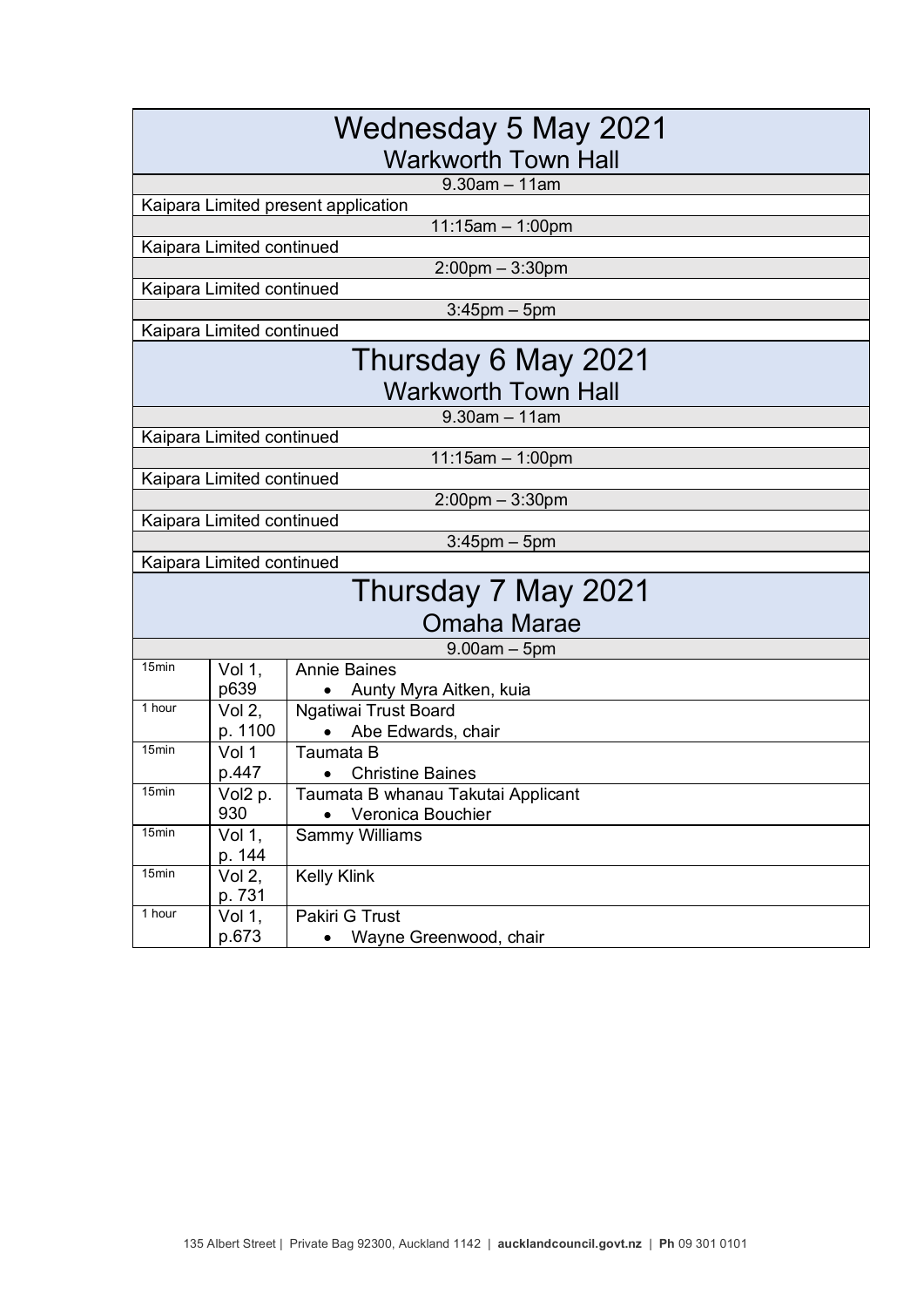## Wednesday 5 May 2021

### Warkworth Town Hall

| 9.30am – 11am |
|---|
| Kaipara Limited present application |

| 11:15am – 1:00pm |
|---|
| Kaipara Limited continued |

| 2:00pm – 3:30pm |
|---|
| Kaipara Limited continued |

| 3:45pm – 5pm |
|---|
| Kaipara Limited continued |

## Thursday 6 May 2021

### Warkworth Town Hall

| 9.30am – 11am |
|---|
| Kaipara Limited continued |

| 11:15am – 1:00pm |
|---|
| Kaipara Limited continued |

| 2:00pm – 3:30pm |
|---|
| Kaipara Limited continued |

| 3:45pm – 5pm |
|---|
| Kaipara Limited continued |

## Thursday 7 May 2021

### Omaha Marae

9.00am – 5pm

| | | |
|---|---|---|
| 15min | Vol 1, p639 | Annie Baines<br>• Aunty Myra Aitken, kuia |
| 1 hour | Vol 2, p. 1100 | Ngatiwai Trust Board<br>• Abe Edwards, chair |
| 15min | Vol 1 p.447 | Taumata B<br>• Christine Baines |
| 15min | Vol2 p. 930 | Taumata B whanau Takutai Applicant<br>• Veronica Bouchier |
| 15min | Vol 1, p. 144 | Sammy Williams |
| 15min | Vol 2, p. 731 | Kelly Klink |
| 1 hour | Vol 1, p.673 | Pakiri G Trust<br>• Wayne Greenwood, chair |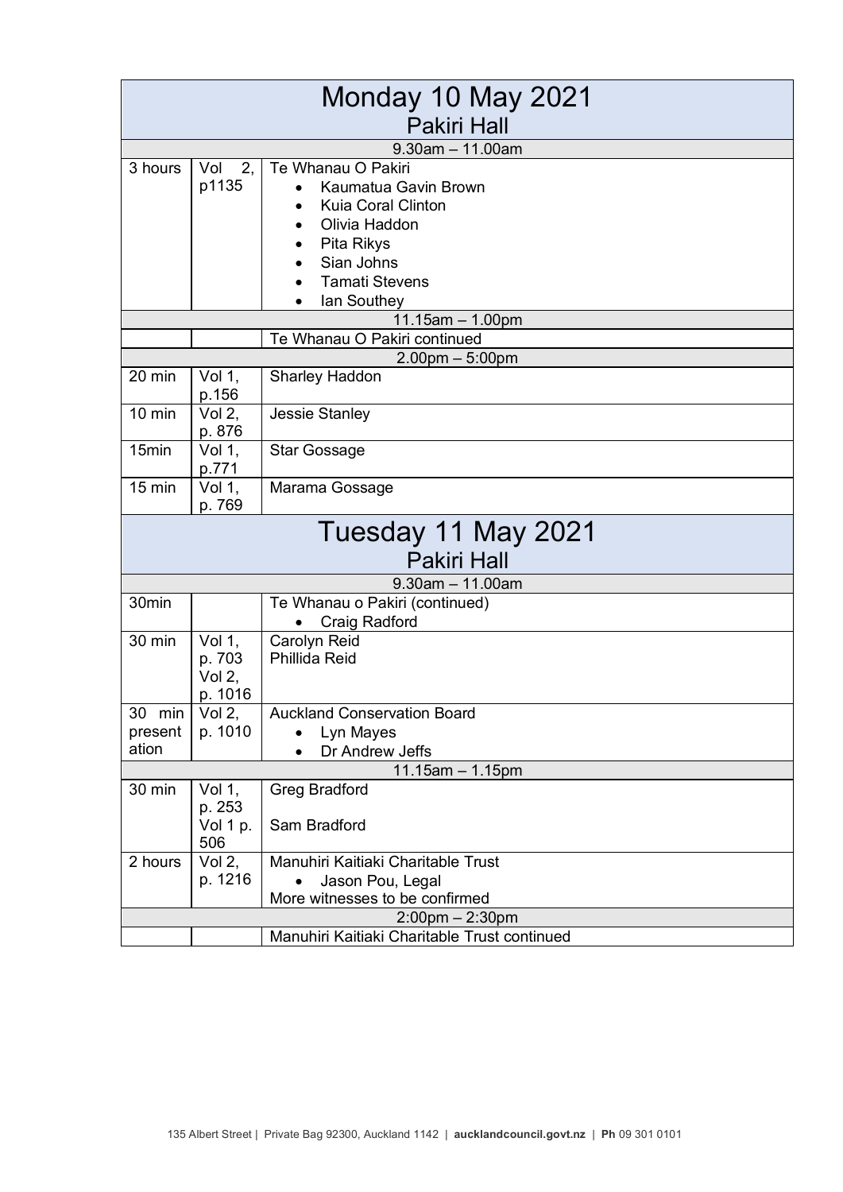# Monday 10 May 2021

## Pakiri Hall

| | | |
|---|---|---|
| **9.30am – 11.00am** | | |
| 3 hours | Vol 2, p1135 | Te Whanau O Pakiri<br>• Kaumatua Gavin Brown<br>• Kuia Coral Clinton<br>• Olivia Haddon<br>• Pita Rikys<br>• Sian Johns<br>• Tamati Stevens<br>• Ian Southey |
| **11.15am – 1.00pm** | | |
| | | Te Whanau O Pakiri continued |
| **2.00pm – 5:00pm** | | |
| 20 min | Vol 1, p.156 | Sharley Haddon |
| 10 min | Vol 2, p. 876 | Jessie Stanley |
| 15min | Vol 1, p.771 | Star Gossage |
| 15 min | Vol 1, p. 769 | Marama Gossage |

# Tuesday 11 May 2021

## Pakiri Hall

| | | |
|---|---|---|
| **9.30am – 11.00am** | | |
| 30min | | Te Whanau o Pakiri (continued)<br>• Craig Radford |
| 30 min | Vol 1, p. 703<br>Vol 2, p. 1016 | Carolyn Reid<br>Phillida Reid |
| 30 min presentation | Vol 2, p. 1010 | Auckland Conservation Board<br>• Lyn Mayes<br>• Dr Andrew Jeffs |
| **11.15am – 1.15pm** | | |
| 30 min | Vol 1, p. 253<br>Vol 1 p. 506 | Greg Bradford<br><br>Sam Bradford |
| 2 hours | Vol 2, p. 1216 | Manuhiri Kaitiaki Charitable Trust<br>• Jason Pou, Legal<br>More witnesses to be confirmed |
| **2:00pm – 2:30pm** | | |
| | | Manuhiri Kaitiaki Charitable Trust continued |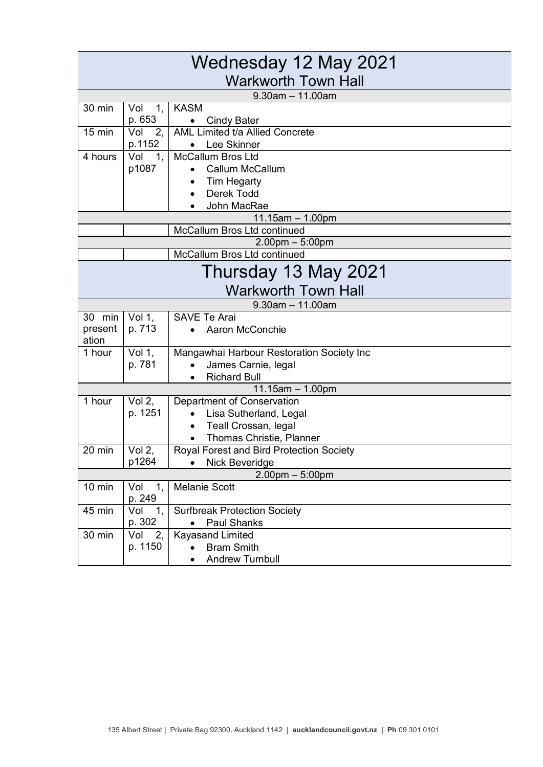# Wednesday 12 May 2021
## Warkworth Town Hall

| | | |
|---|---|---|
| **9.30am – 11.00am** | | |
| 30 min | Vol 1, p. 653 | KASM<br>• Cindy Bater |
| 15 min | Vol 2, p.1152 | AML Limited t/a Allied Concrete<br>• Lee Skinner |
| 4 hours | Vol 1, p1087 | McCallum Bros Ltd<br>• Callum McCallum<br>• Tim Hegarty<br>• Derek Todd<br>• John MacRae |
| **11.15am – 1.00pm** | | |
| | | McCallum Bros Ltd continued |
| **2.00pm – 5:00pm** | | |
| | | McCallum Bros Ltd continued |

# Thursday 13 May 2021
## Warkworth Town Hall

| | | |
|---|---|---|
| **9.30am – 11.00am** | | |
| 30 min presentation | Vol 1, p. 713 | SAVE Te Arai<br>• Aaron McConchie |
| 1 hour | Vol 1, p. 781 | Mangawhai Harbour Restoration Society Inc<br>• James Carnie, legal<br>• Richard Bull |
| **11.15am – 1.00pm** | | |
| 1 hour | Vol 2, p. 1251 | Department of Conservation<br>• Lisa Sutherland, Legal<br>• Teall Crossan, legal<br>• Thomas Christie, Planner |
| 20 min | Vol 2, p1264 | Royal Forest and Bird Protection Society<br>• Nick Beveridge |
| **2.00pm – 5:00pm** | | |
| 10 min | Vol 1, p. 249 | Melanie Scott |
| 45 min | Vol 1, p. 302 | Surfbreak Protection Society<br>• Paul Shanks |
| 30 min | Vol 2, p. 1150 | Kayasand Limited<br>• Bram Smith<br>• Andrew Turnbull |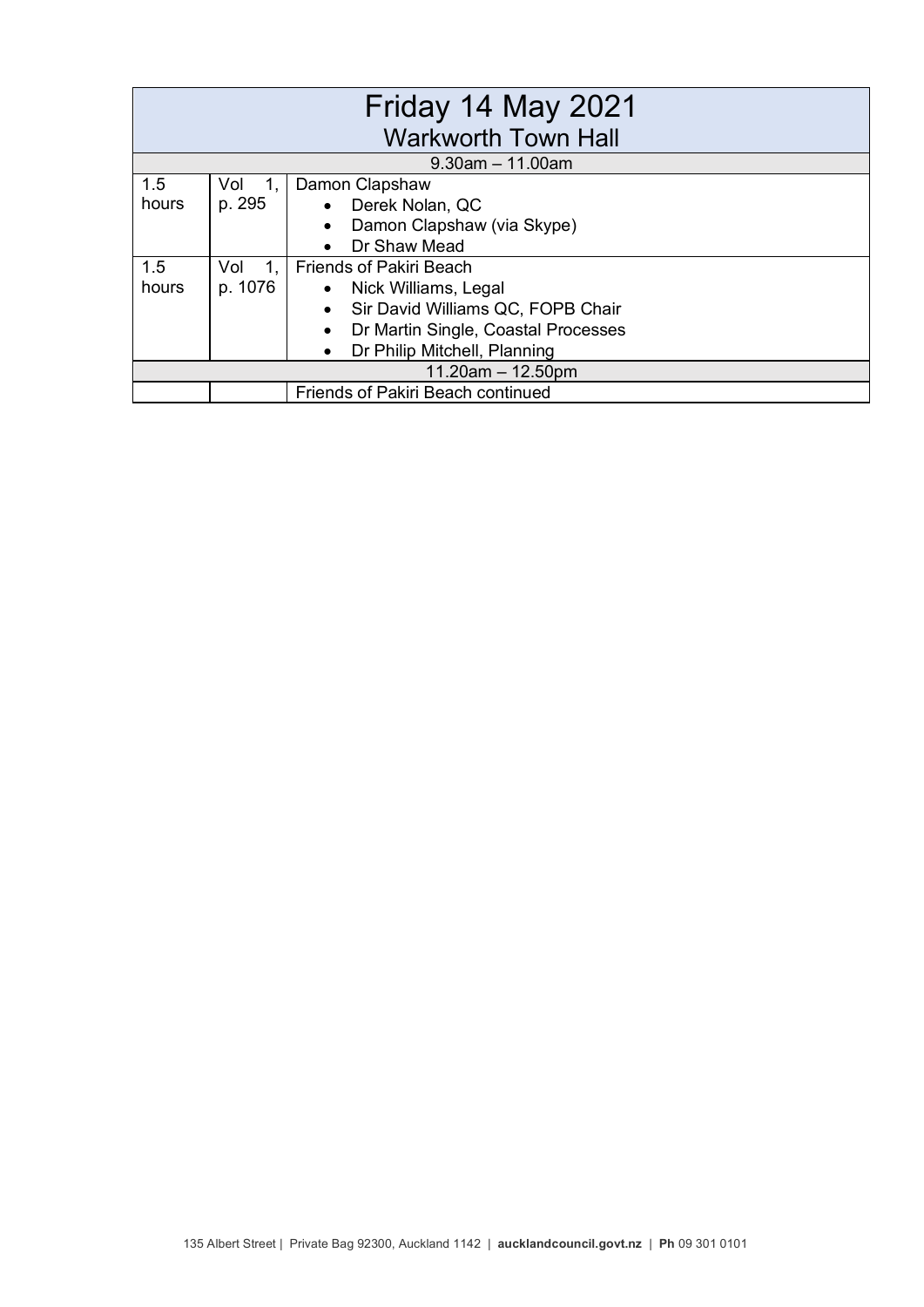| Friday 14 May 2021<br>Warkworth Town Hall | | |
|---|---|---|
| 9.30am – 11.00am | | |
| 1.5 hours | Vol 1, p. 295 | Damon Clapshaw<br>• Derek Nolan, QC<br>• Damon Clapshaw (via Skype)<br>• Dr Shaw Mead |
| 1.5 hours | Vol 1, p. 1076 | Friends of Pakiri Beach<br>• Nick Williams, Legal<br>• Sir David Williams QC, FOPB Chair<br>• Dr Martin Single, Coastal Processes<br>• Dr Philip Mitchell, Planning |
| 11.20am – 12.50pm | | |
| | | Friends of Pakiri Beach continued |